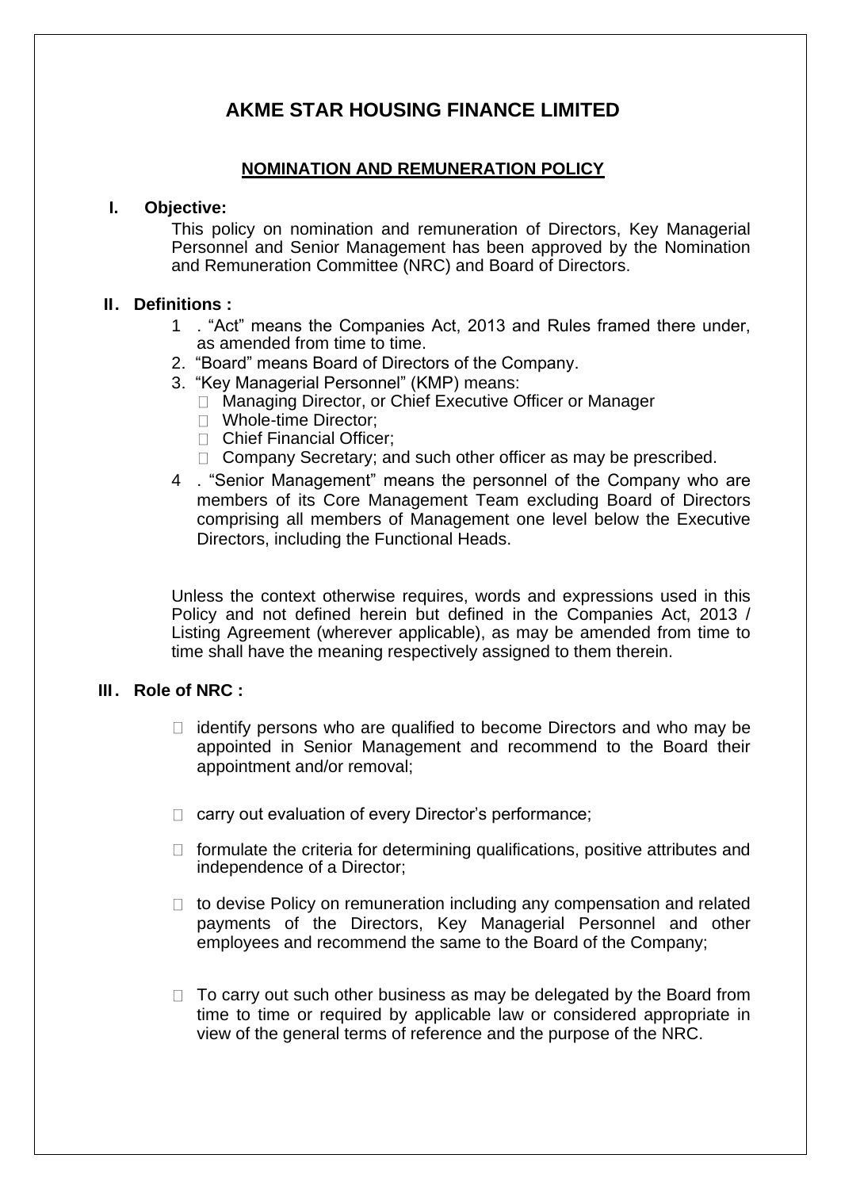# AKME STAR HOUSING FINANCE LIMITED

## NOMINATION AND REMUNERATION POLICY

### I. Objective:

This policy on nomination and remuneration of Directors, Key Managerial Personnel and Senior Management has been approved by the Nomination and Remuneration Committee (NRC) and Board of Directors.

### II. Definitions :

1. "Act" means the Companies Act, 2013 and Rules framed there under, as amended from time to time.
2. "Board" means Board of Directors of the Company.
3. "Key Managerial Personnel" (KMP) means:
   - Managing Director, or Chief Executive Officer or Manager
   - Whole-time Director;
   - Chief Financial Officer;
   - Company Secretary; and such other officer as may be prescribed.
4. "Senior Management" means the personnel of the Company who are members of its Core Management Team excluding Board of Directors comprising all members of Management one level below the Executive Directors, including the Functional Heads.

Unless the context otherwise requires, words and expressions used in this Policy and not defined herein but defined in the Companies Act, 2013 / Listing Agreement (wherever applicable), as may be amended from time to time shall have the meaning respectively assigned to them therein.

### III. Role of NRC :

- identify persons who are qualified to become Directors and who may be appointed in Senior Management and recommend to the Board their appointment and/or removal;
- carry out evaluation of every Director's performance;
- formulate the criteria for determining qualifications, positive attributes and independence of a Director;
- to devise Policy on remuneration including any compensation and related payments of the Directors, Key Managerial Personnel and other employees and recommend the same to the Board of the Company;
- To carry out such other business as may be delegated by the Board from time to time or required by applicable law or considered appropriate in view of the general terms of reference and the purpose of the NRC.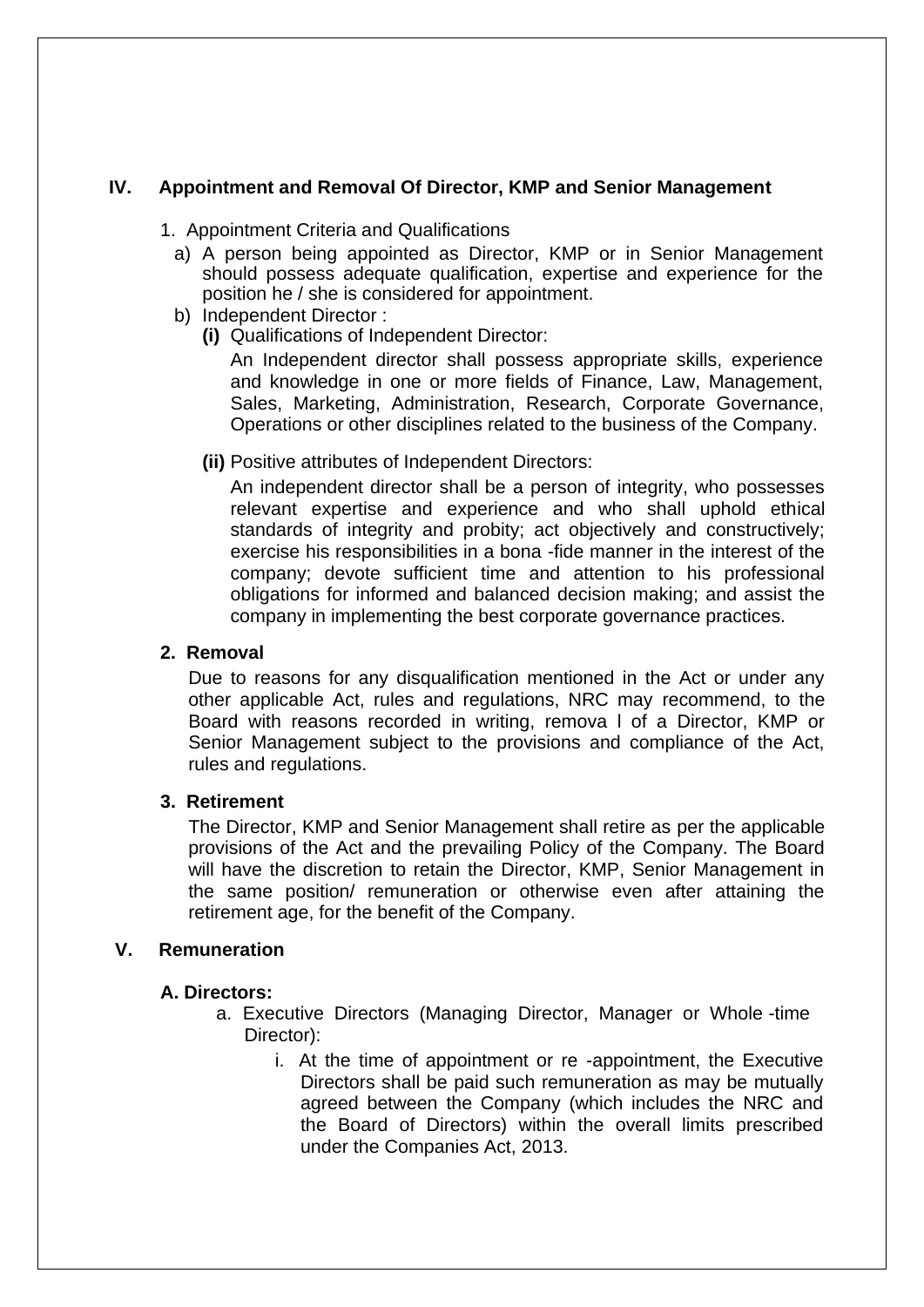## IV. Appointment and Removal Of Director, KMP and Senior Management

1. Appointment Criteria and Qualifications

   a) A person being appointed as Director, KMP or in Senior Management should possess adequate qualification, expertise and experience for the position he / she is considered for appointment.

   b) Independent Director :

      **(i)** Qualifications of Independent Director:

      An Independent director shall possess appropriate skills, experience and knowledge in one or more fields of Finance, Law, Management, Sales, Marketing, Administration, Research, Corporate Governance, Operations or other disciplines related to the business of the Company.

      **(ii)** Positive attributes of Independent Directors:

      An independent director shall be a person of integrity, who possesses relevant expertise and experience and who shall uphold ethical standards of integrity and probity; act objectively and constructively; exercise his responsibilities in a bona -fide manner in the interest of the company; devote sufficient time and attention to his professional obligations for informed and balanced decision making; and assist the company in implementing the best corporate governance practices.

**2. Removal**

Due to reasons for any disqualification mentioned in the Act or under any other applicable Act, rules and regulations, NRC may recommend, to the Board with reasons recorded in writing, remova l of a Director, KMP or Senior Management subject to the provisions and compliance of the Act, rules and regulations.

**3. Retirement**

The Director, KMP and Senior Management shall retire as per the applicable provisions of the Act and the prevailing Policy of the Company. The Board will have the discretion to retain the Director, KMP, Senior Management in the same position/ remuneration or otherwise even after attaining the retirement age, for the benefit of the Company.

## V. Remuneration

**A. Directors:**

a. Executive Directors (Managing Director, Manager or Whole -time Director):

   i. At the time of appointment or re -appointment, the Executive Directors shall be paid such remuneration as may be mutually agreed between the Company (which includes the NRC and the Board of Directors) within the overall limits prescribed under the Companies Act, 2013.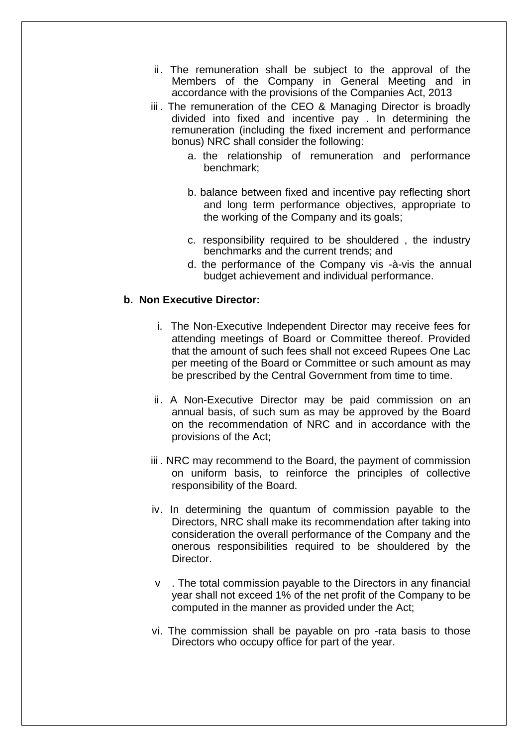ii. The remuneration shall be subject to the approval of the Members of the Company in General Meeting and in accordance with the provisions of the Companies Act, 2013

iii. The remuneration of the CEO & Managing Director is broadly divided into fixed and incentive pay. In determining the remuneration (including the fixed increment and performance bonus) NRC shall consider the following:

   a. the relationship of remuneration and performance benchmark;

   b. balance between fixed and incentive pay reflecting short and long term performance objectives, appropriate to the working of the Company and its goals;

   c. responsibility required to be shouldered, the industry benchmarks and the current trends; and

   d. the performance of the Company vis-à-vis the annual budget achievement and individual performance.

**b. Non Executive Director:**

i. The Non-Executive Independent Director may receive fees for attending meetings of Board or Committee thereof. Provided that the amount of such fees shall not exceed Rupees One Lac per meeting of the Board or Committee or such amount as may be prescribed by the Central Government from time to time.

ii. A Non-Executive Director may be paid commission on an annual basis, of such sum as may be approved by the Board on the recommendation of NRC and in accordance with the provisions of the Act;

iii. NRC may recommend to the Board, the payment of commission on uniform basis, to reinforce the principles of collective responsibility of the Board.

iv. In determining the quantum of commission payable to the Directors, NRC shall make its recommendation after taking into consideration the overall performance of the Company and the onerous responsibilities required to be shouldered by the Director.

v. The total commission payable to the Directors in any financial year shall not exceed 1% of the net profit of the Company to be computed in the manner as provided under the Act;

vi. The commission shall be payable on pro-rata basis to those Directors who occupy office for part of the year.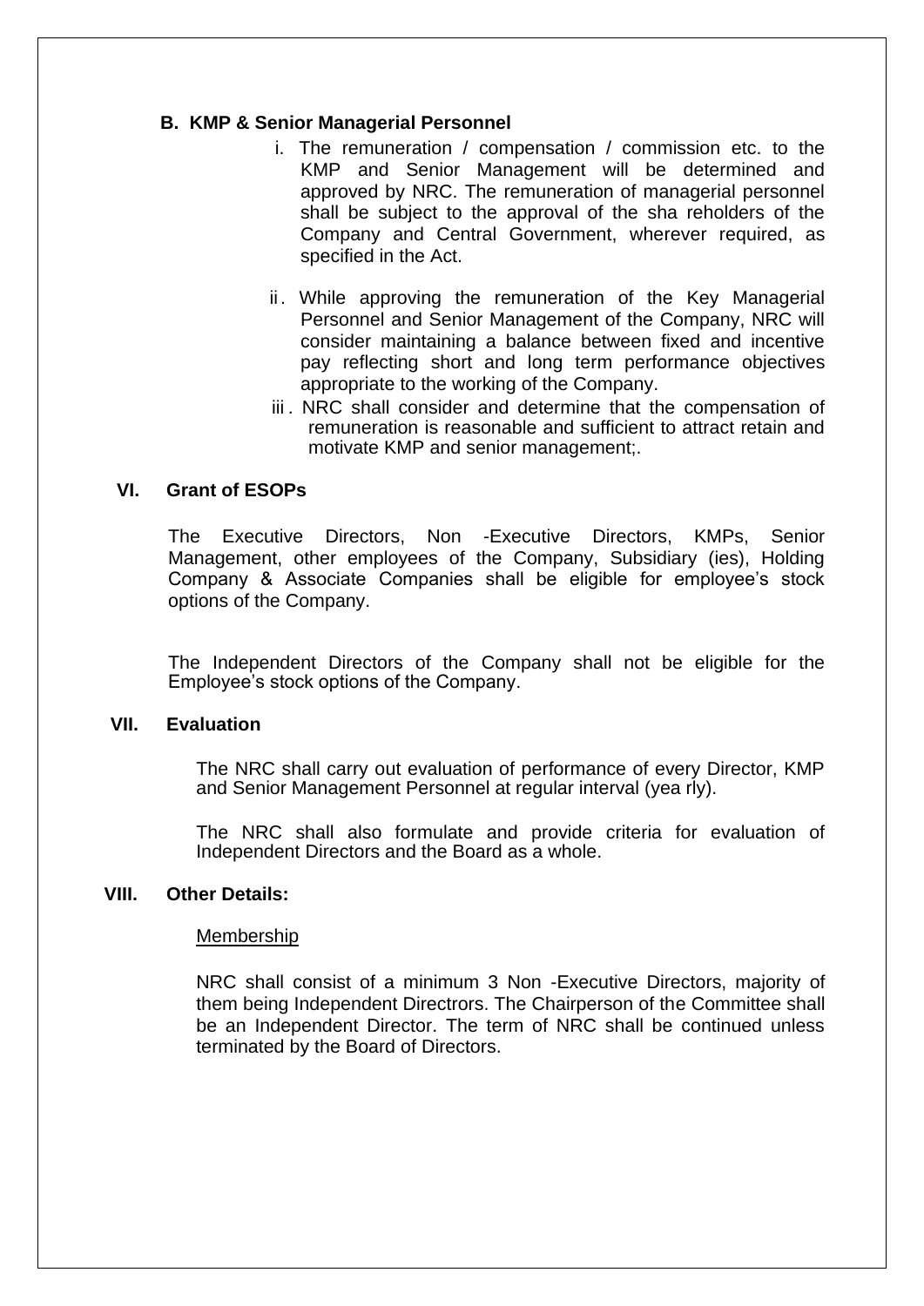**B. KMP & Senior Managerial Personnel**

i. The remuneration / compensation / commission etc. to the KMP and Senior Management will be determined and approved by NRC. The remuneration of managerial personnel shall be subject to the approval of the sha reholders of the Company and Central Government, wherever required, as specified in the Act.

ii. While approving the remuneration of the Key Managerial Personnel and Senior Management of the Company, NRC will consider maintaining a balance between fixed and incentive pay reflecting short and long term performance objectives appropriate to the working of the Company.

iii. NRC shall consider and determine that the compensation of remuneration is reasonable and sufficient to attract retain and motivate KMP and senior management;.

**VI. Grant of ESOPs**

The Executive Directors, Non -Executive Directors, KMPs, Senior Management, other employees of the Company, Subsidiary (ies), Holding Company & Associate Companies shall be eligible for employee's stock options of the Company.

The Independent Directors of the Company shall not be eligible for the Employee's stock options of the Company.

**VII. Evaluation**

The NRC shall carry out evaluation of performance of every Director, KMP and Senior Management Personnel at regular interval (yea rly).

The NRC shall also formulate and provide criteria for evaluation of Independent Directors and the Board as a whole.

**VIII. Other Details:**

Membership

NRC shall consist of a minimum 3 Non -Executive Directors, majority of them being Independent Directrors. The Chairperson of the Committee shall be an Independent Director. The term of NRC shall be continued unless terminated by the Board of Directors.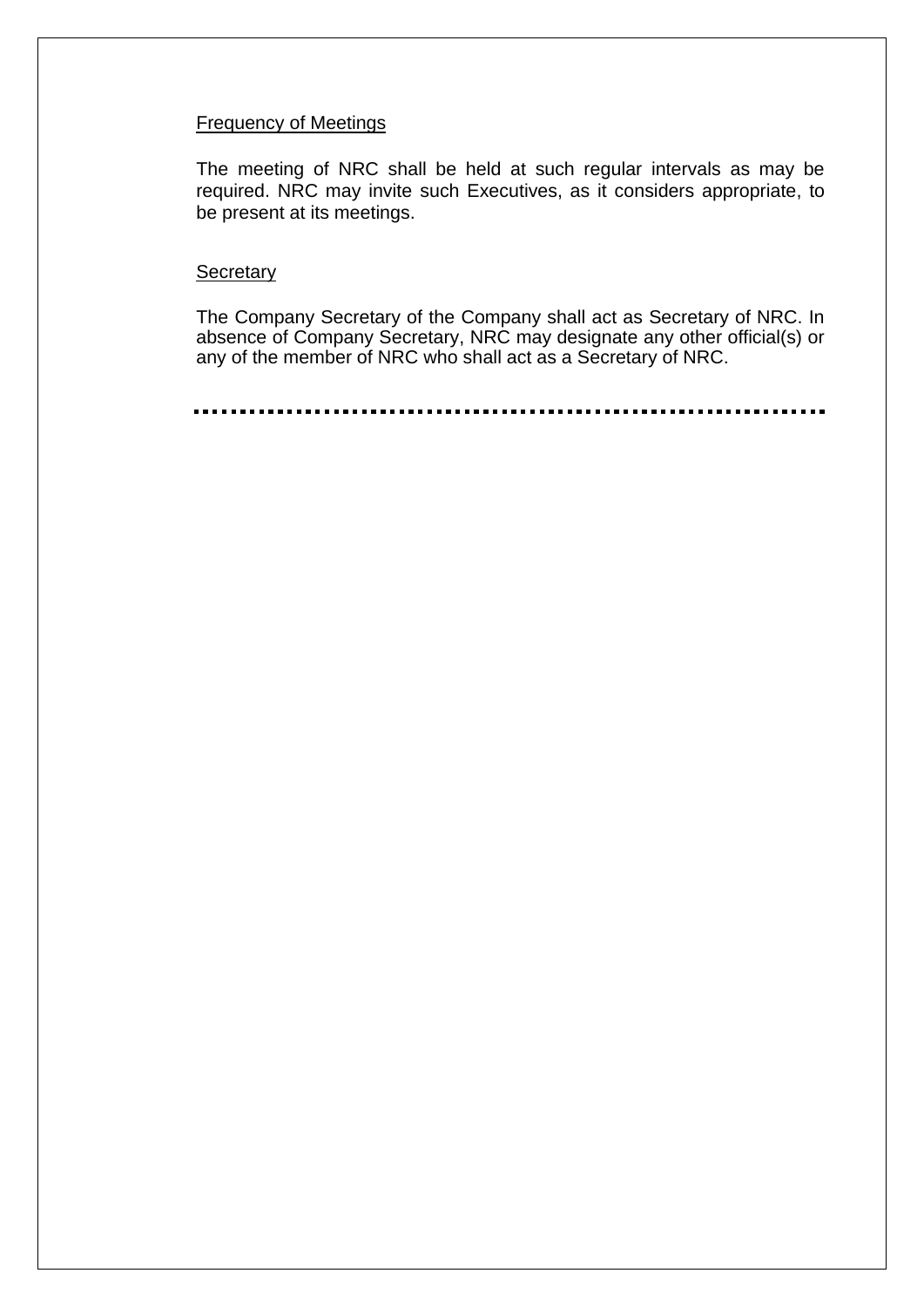Frequency of Meetings

The meeting of NRC shall be held at such regular intervals as may be required. NRC may invite such Executives, as it considers appropriate, to be present at its meetings.

Secretary

The Company Secretary of the Company shall act as Secretary of NRC. In absence of Company Secretary, NRC may designate any other official(s) or any of the member of NRC who shall act as a Secretary of NRC.

.......................................................................